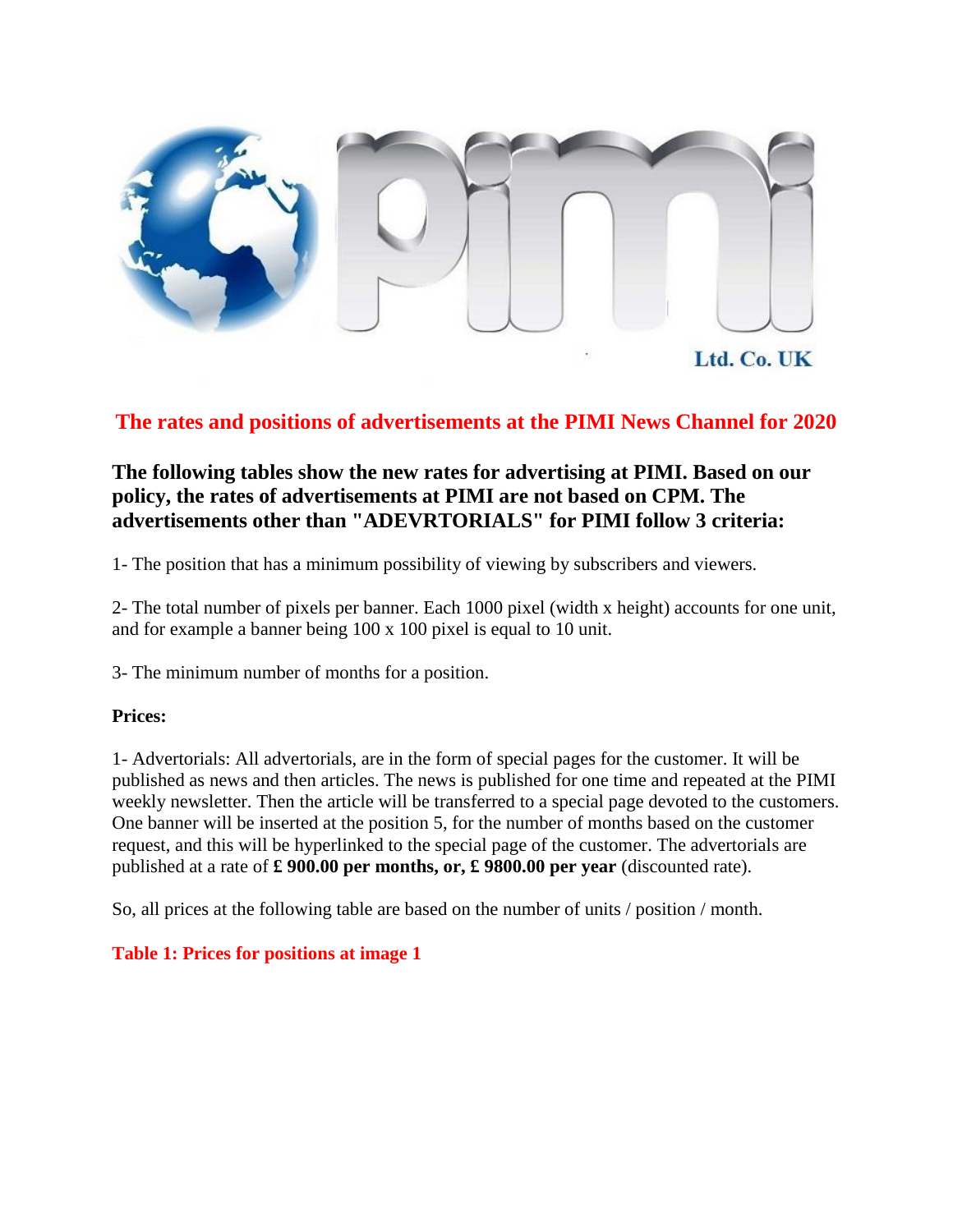Ltd. Co. UK

## The rates and positions of advertisements at the PIMI News Channel for 2020

### The following tables show the new rates for advertising at PIMI. Based on our policy, the rates of advertisements at PIMI are not based on CPM. The advertisements other than "ADEVRTORIALS" for PIMI follow 3 criteria:

1- The position that has a minimum possibility of viewing by subscribers and viewers.

2- The total number of pixels per banner. Each 1000 pixel (width x height) accounts for one unit, and for example a banner being 100 x 100 pixel is equal to 10 unit.

3- The minimum number of months for a position.

**Prices:**

1- Advertorials: All advertorials, are in the form of special pages for the customer. It will be published as news and then articles. The news is published for one time and repeated at the PIMI weekly newsletter. Then the article will be transferred to a special page devoted to the customers. One banner will be inserted at the position 5, for the number of months based on the customer request, and this will be hyperlinked to the special page of the customer. The advertorials are published at a rate of **£ 900.00 per months, or, £ 9800.00 per year** (discounted rate).

So, all prices at the following table are based on the number of units / position / month.

**Table 1: Prices for positions at image 1**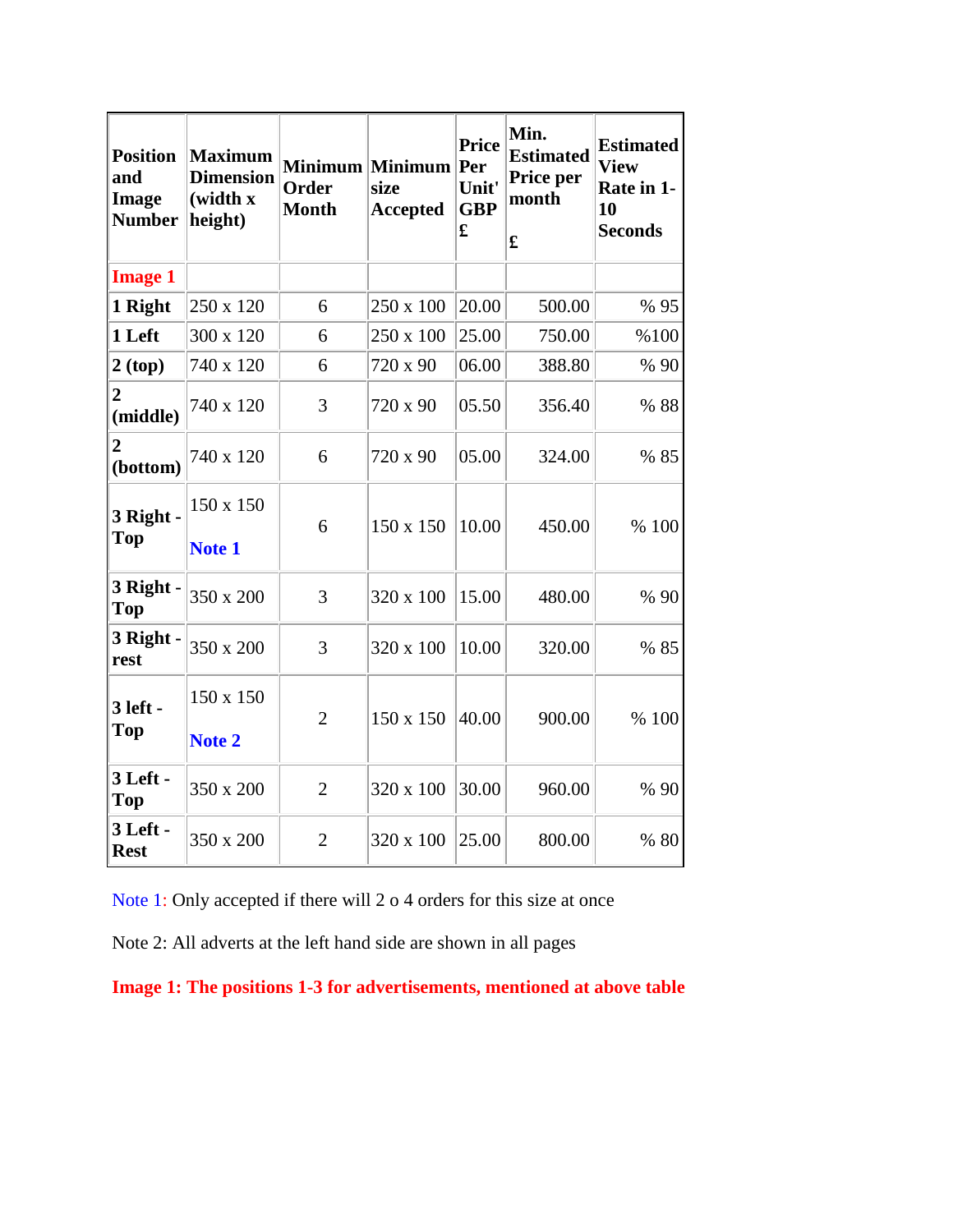| Position and Image Number | Maximum Dimension (width x height) | Minimum Order Month | Minimum size Accepted | Price Per Unit' GBP £ | Min. Estimated Price per month £ | Estimated View Rate in 1-10 Seconds |
|---|---|---|---|---|---|---|
| Image 1 | | | | | | |
| **1 Right** | 250 x 120 | 6 | 250 x 100 | 20.00 | 500.00 | % 95 |
| **1 Left** | 300 x 120 | 6 | 250 x 100 | 25.00 | 750.00 | %100 |
| **2 (top)** | 740 x 120 | 6 | 720 x 90 | 06.00 | 388.80 | % 90 |
| **2 (middle)** | 740 x 120 | 3 | 720 x 90 | 05.50 | 356.40 | % 88 |
| **2 (bottom)** | 740 x 120 | 6 | 720 x 90 | 05.00 | 324.00 | % 85 |
| **3 Right - Top** | 150 x 150 Note 1 | 6 | 150 x 150 | 10.00 | 450.00 | % 100 |
| **3 Right - Top** | 350 x 200 | 3 | 320 x 100 | 15.00 | 480.00 | % 90 |
| **3 Right - rest** | 350 x 200 | 3 | 320 x 100 | 10.00 | 320.00 | % 85 |
| **3 left - Top** | 150 x 150 Note 2 | 2 | 150 x 150 | 40.00 | 900.00 | % 100 |
| **3 Left - Top** | 350 x 200 | 2 | 320 x 100 | 30.00 | 960.00 | % 90 |
| **3 Left - Rest** | 350 x 200 | 2 | 320 x 100 | 25.00 | 800.00 | % 80 |

Note 1: Only accepted if there will 2 o 4 orders for this size at once

Note 2: All adverts at the left hand side are shown in all pages

**Image 1: The positions 1-3 for advertisements, mentioned at above table**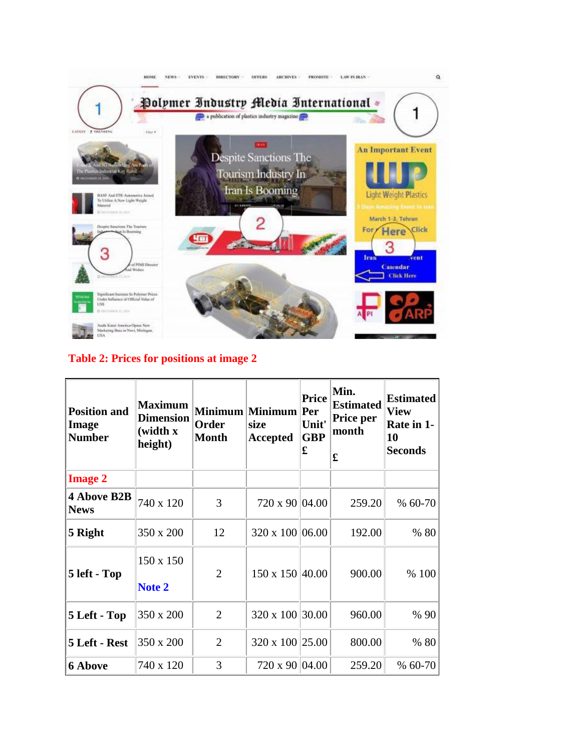Table 2: Prices for positions at image 2

| Position and Image Number | Maximum Dimension (width x height) | Minimum Order Month | Minimum size Accepted | Price Per Unit' GBP £ | Min. Estimated Price per month £ | Estimated View Rate in 1-10 Seconds |
|---|---|---|---|---|---|---|
| Image 2 | | | | | | |
| 4 Above B2B News | 740 x 120 | 3 | 720 x 90 | 04.00 | 259.20 | % 60-70 |
| 5 Right | 350 x 200 | 12 | 320 x 100 | 06.00 | 192.00 | % 80 |
| 5 left - Top | 150 x 150 Note 2 | 2 | 150 x 150 | 40.00 | 900.00 | % 100 |
| 5 Left - Top | 350 x 200 | 2 | 320 x 100 | 30.00 | 960.00 | % 90 |
| 5 Left - Rest | 350 x 200 | 2 | 320 x 100 | 25.00 | 800.00 | % 80 |
| 6 Above | 740 x 120 | 3 | 720 x 90 | 04.00 | 259.20 | % 60-70 |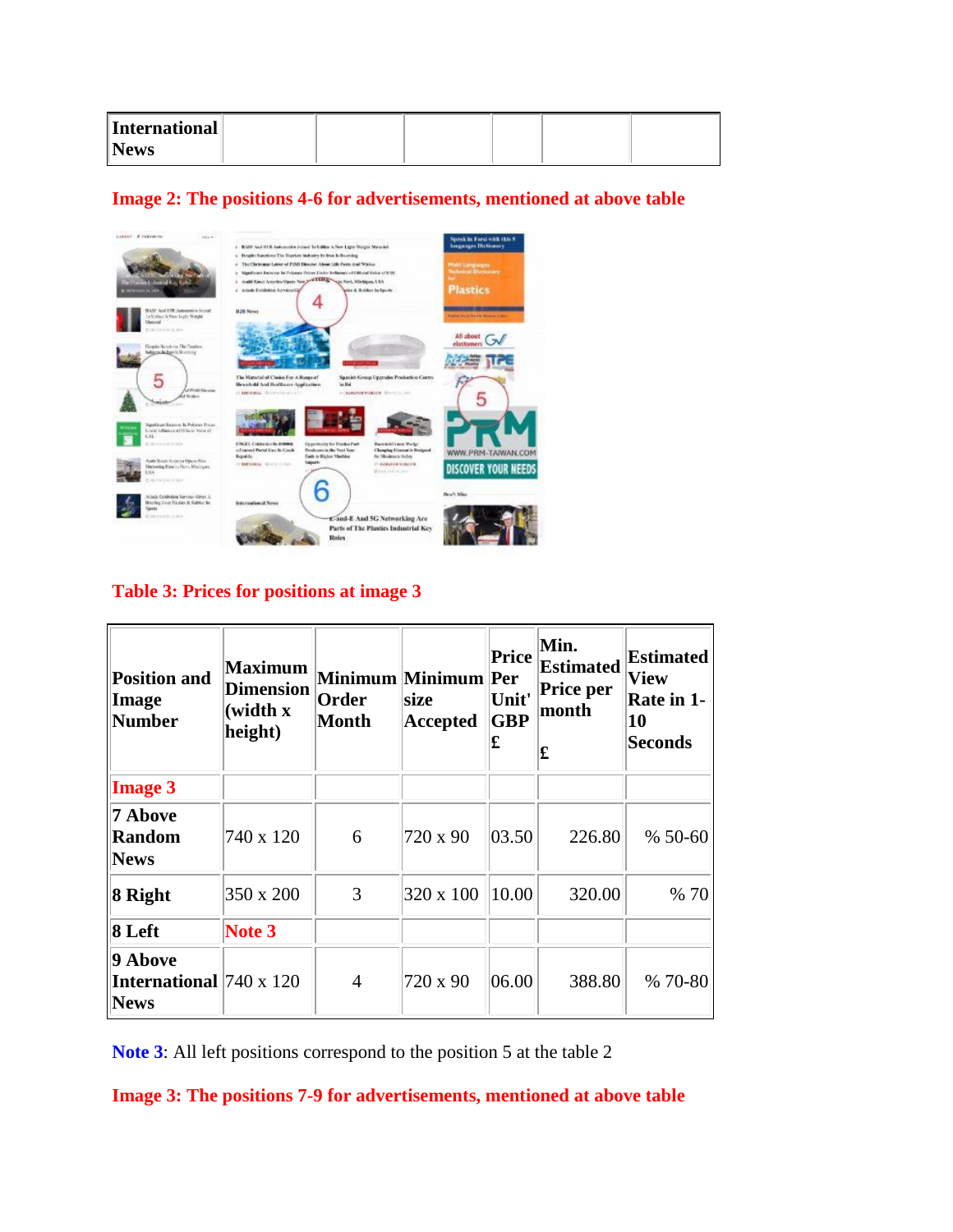| International News | | | | | | |
|---|---|---|---|---|---|---|

**Image 2: The positions 4-6 for advertisements, mentioned at above table**

**Table 3: Prices for positions at image 3**

| Position and Image Number | Maximum Dimension (width x height) | Minimum Order Month | Minimum size Accepted | Price Per Unit' GBP £ | Min. Estimated Price per month £ | Estimated View Rate in 1-10 Seconds |
|---|---|---|---|---|---|---|
| **Image 3** | | | | | | |
| **7 Above Random News** | 740 x 120 | 6 | 720 x 90 | 03.50 | 226.80 | % 50-60 |
| **8 Right** | 350 x 200 | 3 | 320 x 100 | 10.00 | 320.00 | % 70 |
| **8 Left** | **Note 3** | | | | | |
| **9 Above International News** | 740 x 120 | 4 | 720 x 90 | 06.00 | 388.80 | % 70-80 |

**Note 3**: All left positions correspond to the position 5 at the table 2

**Image 3: The positions 7-9 for advertisements, mentioned at above table**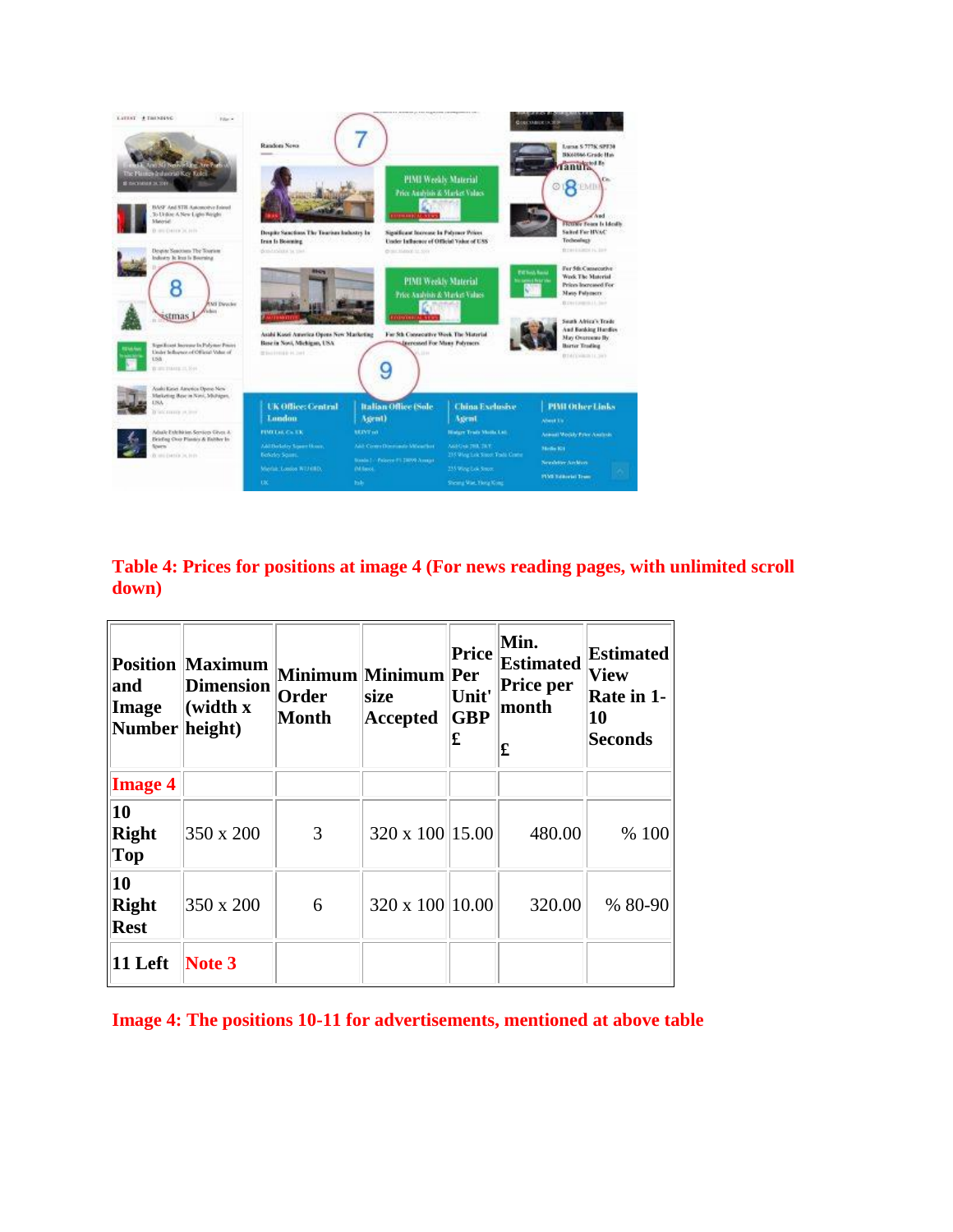**Table 4: Prices for positions at image 4 (For news reading pages, with unlimited scroll down)**

| Position and Image Number | Maximum Dimension (width x height) | Minimum Order Month | Minimum size Accepted | Price Per Unit' GBP £ | Min. Estimated Price per month £ | Estimated View Rate in 1-10 Seconds |
|---|---|---|---|---|---|---|
| Image 4 | | | | | | |
| 10 Right Top | 350 x 200 | 3 | 320 x 100 | 15.00 | 480.00 | % 100 |
| 10 Right Rest | 350 x 200 | 6 | 320 x 100 | 10.00 | 320.00 | % 80-90 |
| 11 Left | Note 3 | | | | | |

**Image 4: The positions 10-11 for advertisements, mentioned at above table**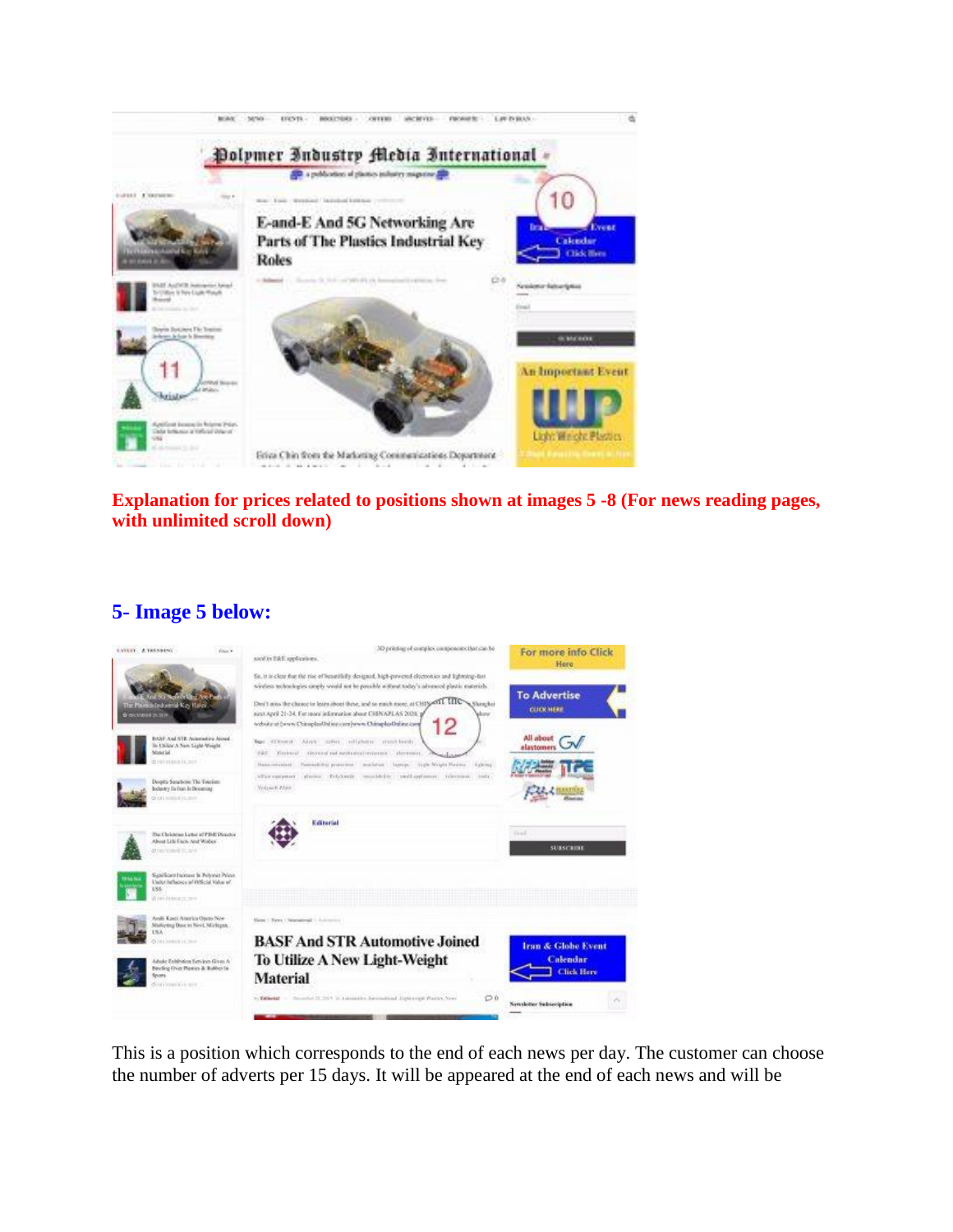**Explanation for prices related to positions shown at images 5 -8 (For news reading pages, with unlimited scroll down)**

## 5- Image 5 below:

This is a position which corresponds to the end of each news per day. The customer can choose the number of adverts per 15 days. It will be appeared at the end of each news and will be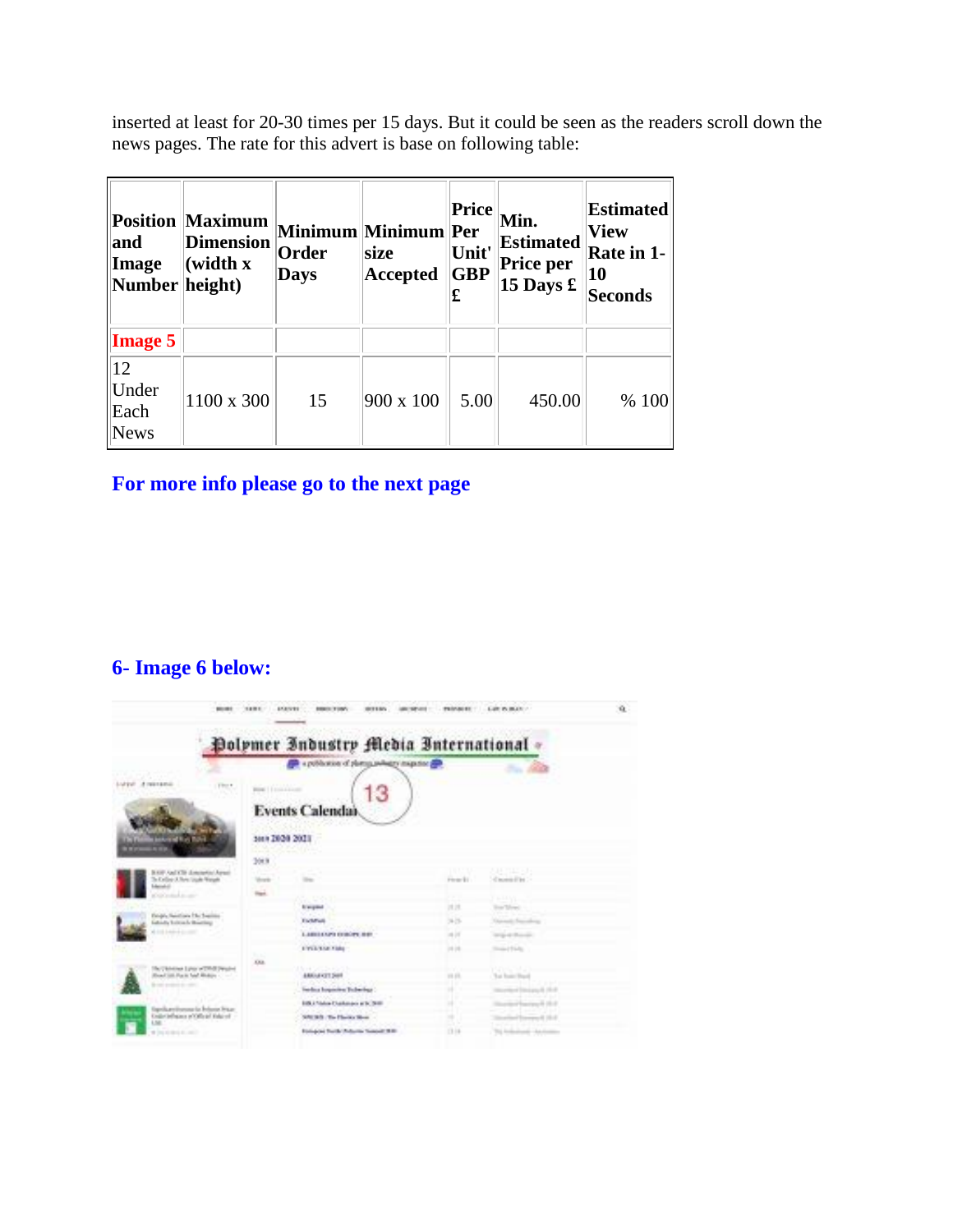inserted at least for 20-30 times per 15 days. But it could be seen as the readers scroll down the news pages. The rate for this advert is base on following table:

| Position and Image Number | Maximum Dimension (width x height) | Minimum Order Days | Minimum size Accepted | Price Per Unit' GBP £ | Min. Estimated Price per 15 Days £ | Estimated View Rate in 1-10 Seconds |
|---|---|---|---|---|---|---|
| Image 5 | | | | | | |
| 12 Under Each News | 1100 x 300 | 15 | 900 x 100 | 5.00 | 450.00 | % 100 |

**For more info please go to the next page**

## 6- Image 6 below: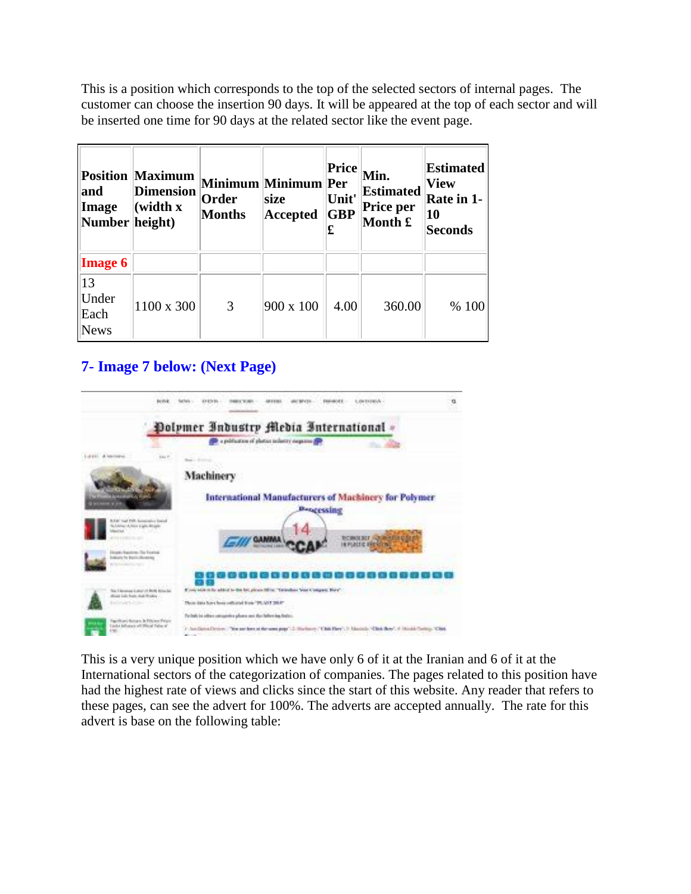This is a position which corresponds to the top of the selected sectors of internal pages. The customer can choose the insertion 90 days. It will be appeared at the top of each sector and will be inserted one time for 90 days at the related sector like the event page.

| Position and Image Number | Maximum Dimension (width x height) | Minimum Order Months | Minimum size Accepted | Price Per Unit' GBP £ | Min. Estimated Price per Month £ | Estimated View Rate in 1-10 Seconds |
|---|---|---|---|---|---|---|
| **Image 6** | | | | | | |
| 13 Under Each News | 1100 x 300 | 3 | 900 x 100 | 4.00 | 360.00 | % 100 |

## 7- Image 7 below: (Next Page)

This is a very unique position which we have only 6 of it at the Iranian and 6 of it at the International sectors of the categorization of companies. The pages related to this position have had the highest rate of views and clicks since the start of this website. Any reader that refers to these pages, can see the advert for 100%. The adverts are accepted annually. The rate for this advert is base on the following table: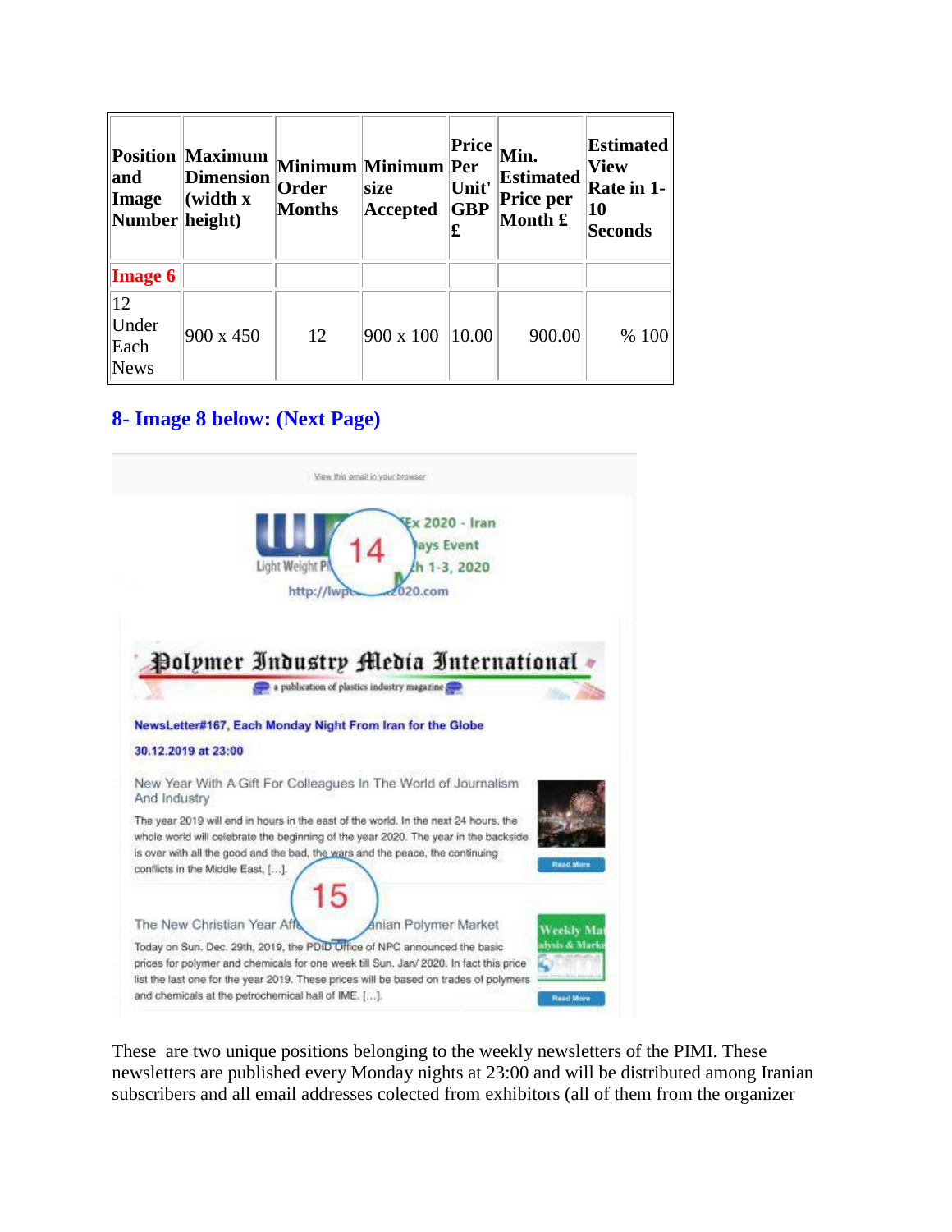| Position and Image Number | Maximum Dimension (width x height) | Minimum Order Months | Minimum size Accepted | Price Per Unit' GBP £ | Min. Estimated Price per Month £ | Estimated View Rate in 1-10 Seconds |
|---|---|---|---|---|---|---|
| **Image 6** | | | | | | |
| 12 Under Each News | 900 x 450 | 12 | 900 x 100 | 10.00 | 900.00 | % 100 |

## 8- Image 8 below: (Next Page)

These are two unique positions belonging to the weekly newsletters of the PIMI. These newsletters are published every Monday nights at 23:00 and will be distributed among Iranian subscribers and all email addresses colected from exhibitors (all of them from the organizer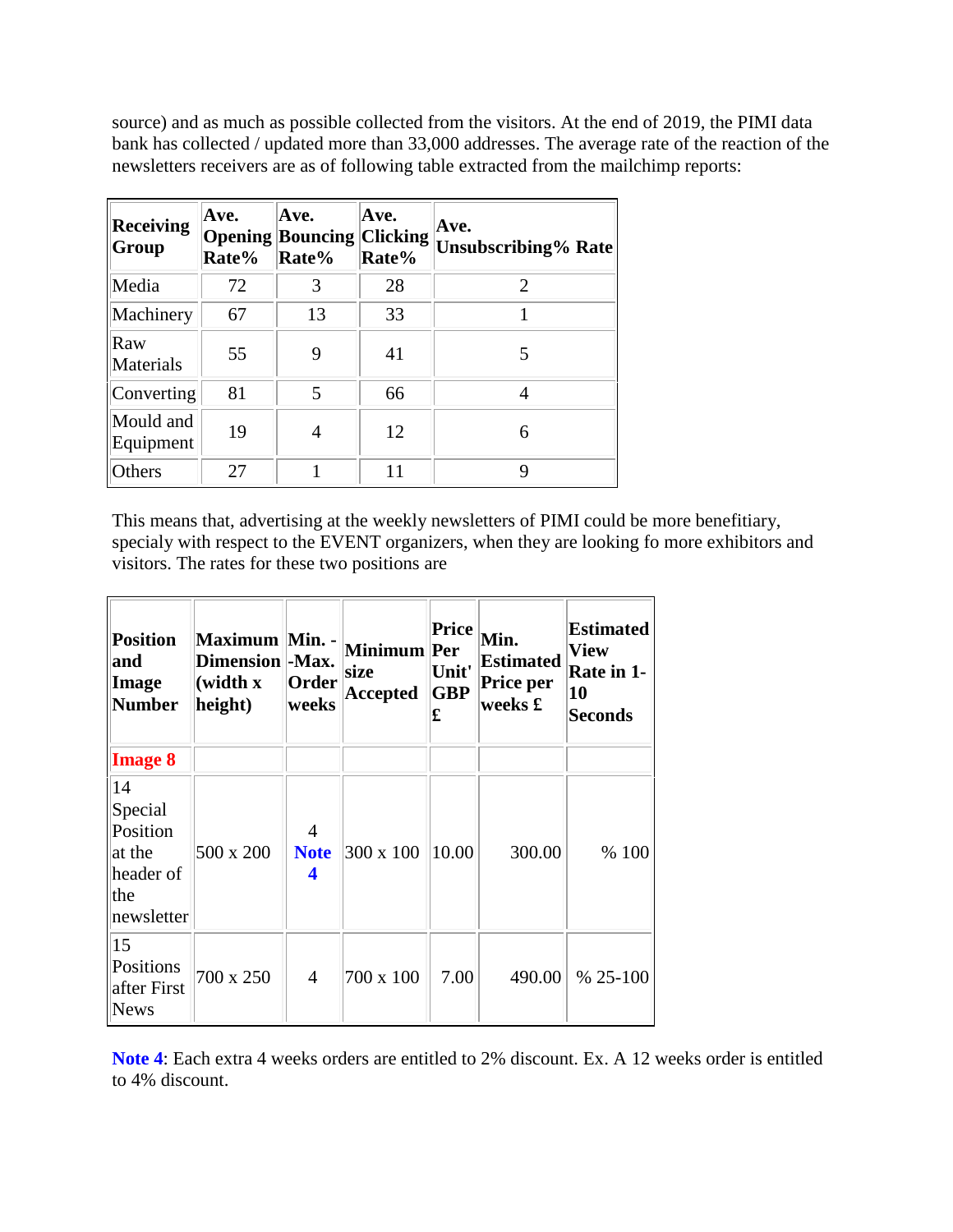source) and as much as possible collected from the visitors. At the end of 2019, the PIMI data bank has collected / updated more than 33,000 addresses. The average rate of the reaction of the newsletters receivers are as of following table extracted from the mailchimp reports:

| Receiving Group | Ave. Opening Rate% | Ave. Bouncing Rate% | Ave. Clicking Rate% | Ave. Unsubscribing% Rate |
|---|---|---|---|---|
| Media | 72 | 3 | 28 | 2 |
| Machinery | 67 | 13 | 33 | 1 |
| Raw Materials | 55 | 9 | 41 | 5 |
| Converting | 81 | 5 | 66 | 4 |
| Mould and Equipment | 19 | 4 | 12 | 6 |
| Others | 27 | 1 | 11 | 9 |

This means that, advertising at the weekly newsletters of PIMI could be more benefitiary, specialy with respect to the EVENT organizers, when they are looking fo more exhibitors and visitors. The rates for these two positions are

| Position and Image Number | Maximum Dimension (width x height) | Min. -Max. Order weeks | Minimum size Accepted | Price Per Unit' GBP £ | Min. Estimated Price per weeks £ | Estimated View Rate in 1-10 Seconds |
|---|---|---|---|---|---|---|
| **Image 8** | | | | | | |
| 14 Special Position at the header of the newsletter | 500 x 200 | 4 **Note 4** | 300 x 100 | 10.00 | 300.00 | % 100 |
| 15 Positions after First News | 700 x 250 | 4 | 700 x 100 | 7.00 | 490.00 | % 25-100 |

**Note 4**: Each extra 4 weeks orders are entitled to 2% discount. Ex. A 12 weeks order is entitled to 4% discount.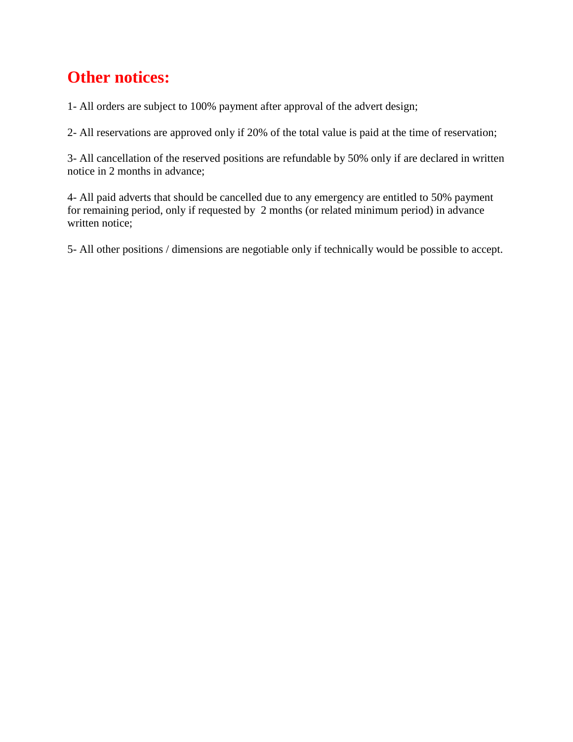## Other notices:

1- All orders are subject to 100% payment after approval of the advert design;

2- All reservations are approved only if 20% of the total value is paid at the time of reservation;

3- All cancellation of the reserved positions are refundable by 50% only if are declared in written notice in 2 months in advance;

4- All paid adverts that should be cancelled due to any emergency are entitled to 50% payment for remaining period, only if requested by 2 months (or related minimum period) in advance written notice;

5- All other positions / dimensions are negotiable only if technically would be possible to accept.